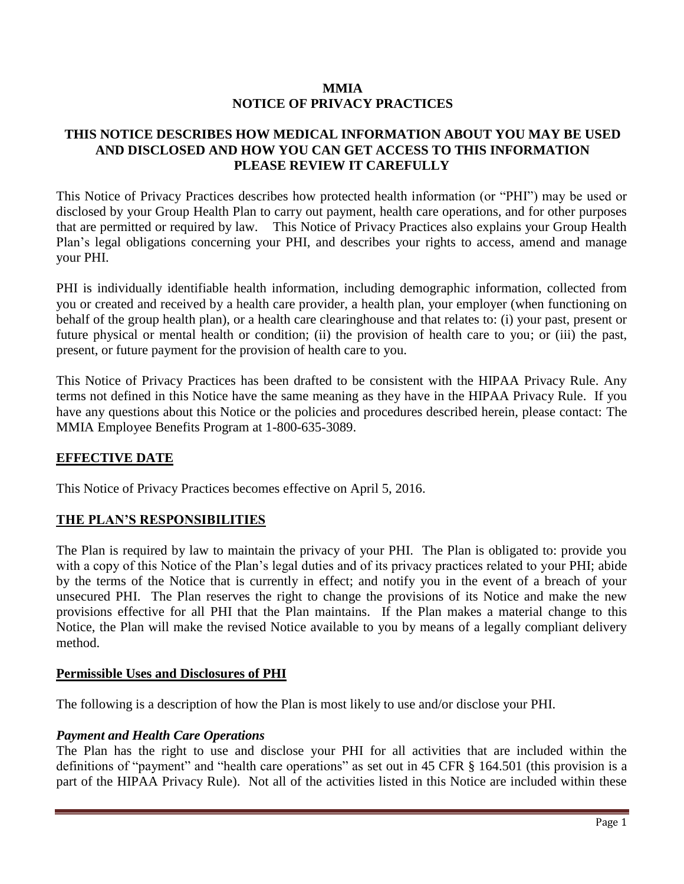# MMIA
# NOTICE OF PRIVACY PRACTICES

## THIS NOTICE DESCRIBES HOW MEDICAL INFORMATION ABOUT YOU MAY BE USED AND DISCLOSED AND HOW YOU CAN GET ACCESS TO THIS INFORMATION PLEASE REVIEW IT CAREFULLY

This Notice of Privacy Practices describes how protected health information (or "PHI") may be used or disclosed by your Group Health Plan to carry out payment, health care operations, and for other purposes that are permitted or required by law. This Notice of Privacy Practices also explains your Group Health Plan's legal obligations concerning your PHI, and describes your rights to access, amend and manage your PHI.

PHI is individually identifiable health information, including demographic information, collected from you or created and received by a health care provider, a health plan, your employer (when functioning on behalf of the group health plan), or a health care clearinghouse and that relates to: (i) your past, present or future physical or mental health or condition; (ii) the provision of health care to you; or (iii) the past, present, or future payment for the provision of health care to you.

This Notice of Privacy Practices has been drafted to be consistent with the HIPAA Privacy Rule. Any terms not defined in this Notice have the same meaning as they have in the HIPAA Privacy Rule. If you have any questions about this Notice or the policies and procedures described herein, please contact: The MMIA Employee Benefits Program at 1-800-635-3089.

## EFFECTIVE DATE

This Notice of Privacy Practices becomes effective on April 5, 2016.

## THE PLAN'S RESPONSIBILITIES

The Plan is required by law to maintain the privacy of your PHI. The Plan is obligated to: provide you with a copy of this Notice of the Plan's legal duties and of its privacy practices related to your PHI; abide by the terms of the Notice that is currently in effect; and notify you in the event of a breach of your unsecured PHI. The Plan reserves the right to change the provisions of its Notice and make the new provisions effective for all PHI that the Plan maintains. If the Plan makes a material change to this Notice, the Plan will make the revised Notice available to you by means of a legally compliant delivery method.

### Permissible Uses and Disclosures of PHI

The following is a description of how the Plan is most likely to use and/or disclose your PHI.

#### *Payment and Health Care Operations*

The Plan has the right to use and disclose your PHI for all activities that are included within the definitions of "payment" and "health care operations" as set out in 45 CFR § 164.501 (this provision is a part of the HIPAA Privacy Rule). Not all of the activities listed in this Notice are included within these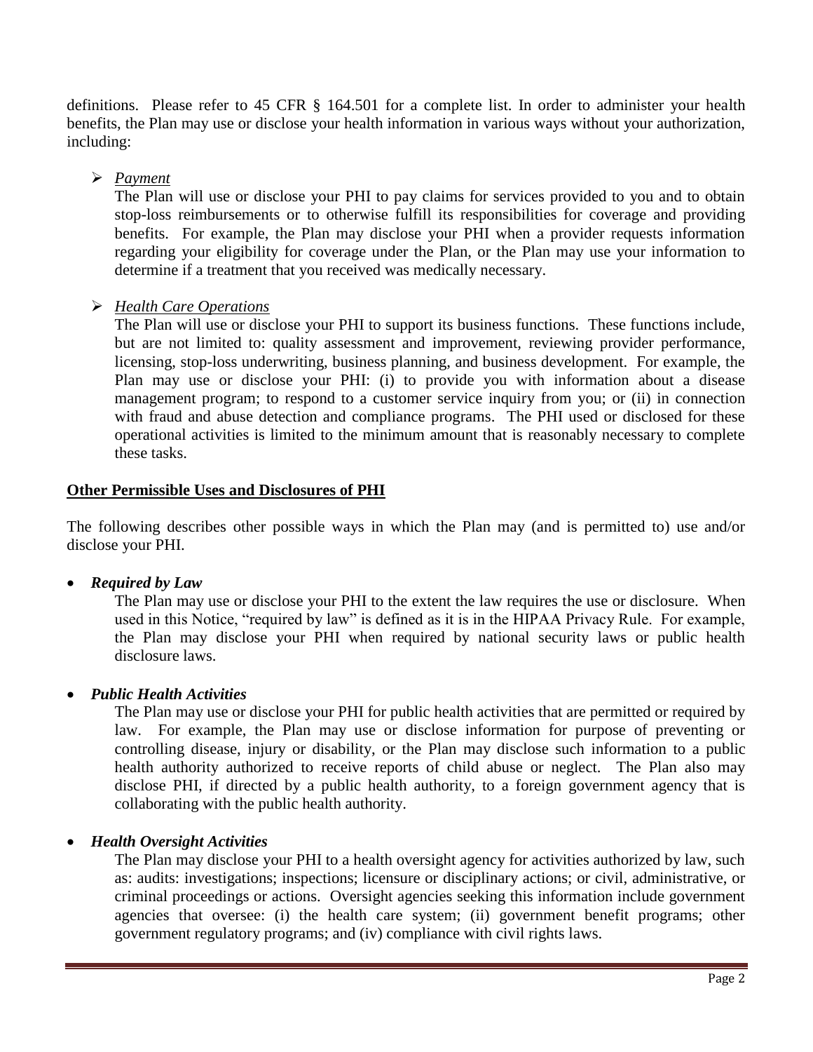definitions. Please refer to 45 CFR § 164.501 for a complete list. In order to administer your health benefits, the Plan may use or disclose your health information in various ways without your authorization, including:

- *Payment*

  The Plan will use or disclose your PHI to pay claims for services provided to you and to obtain stop-loss reimbursements or to otherwise fulfill its responsibilities for coverage and providing benefits. For example, the Plan may disclose your PHI when a provider requests information regarding your eligibility for coverage under the Plan, or the Plan may use your information to determine if a treatment that you received was medically necessary.

- *Health Care Operations*

  The Plan will use or disclose your PHI to support its business functions. These functions include, but are not limited to: quality assessment and improvement, reviewing provider performance, licensing, stop-loss underwriting, business planning, and business development. For example, the Plan may use or disclose your PHI: (i) to provide you with information about a disease management program; to respond to a customer service inquiry from you; or (ii) in connection with fraud and abuse detection and compliance programs. The PHI used or disclosed for these operational activities is limited to the minimum amount that is reasonably necessary to complete these tasks.

**Other Permissible Uses and Disclosures of PHI**

The following describes other possible ways in which the Plan may (and is permitted to) use and/or disclose your PHI.

- ***Required by Law***

  The Plan may use or disclose your PHI to the extent the law requires the use or disclosure. When used in this Notice, "required by law" is defined as it is in the HIPAA Privacy Rule. For example, the Plan may disclose your PHI when required by national security laws or public health disclosure laws.

- ***Public Health Activities***

  The Plan may use or disclose your PHI for public health activities that are permitted or required by law. For example, the Plan may use or disclose information for purpose of preventing or controlling disease, injury or disability, or the Plan may disclose such information to a public health authority authorized to receive reports of child abuse or neglect. The Plan also may disclose PHI, if directed by a public health authority, to a foreign government agency that is collaborating with the public health authority.

- ***Health Oversight Activities***

  The Plan may disclose your PHI to a health oversight agency for activities authorized by law, such as: audits: investigations; inspections; licensure or disciplinary actions; or civil, administrative, or criminal proceedings or actions. Oversight agencies seeking this information include government agencies that oversee: (i) the health care system; (ii) government benefit programs; other government regulatory programs; and (iv) compliance with civil rights laws.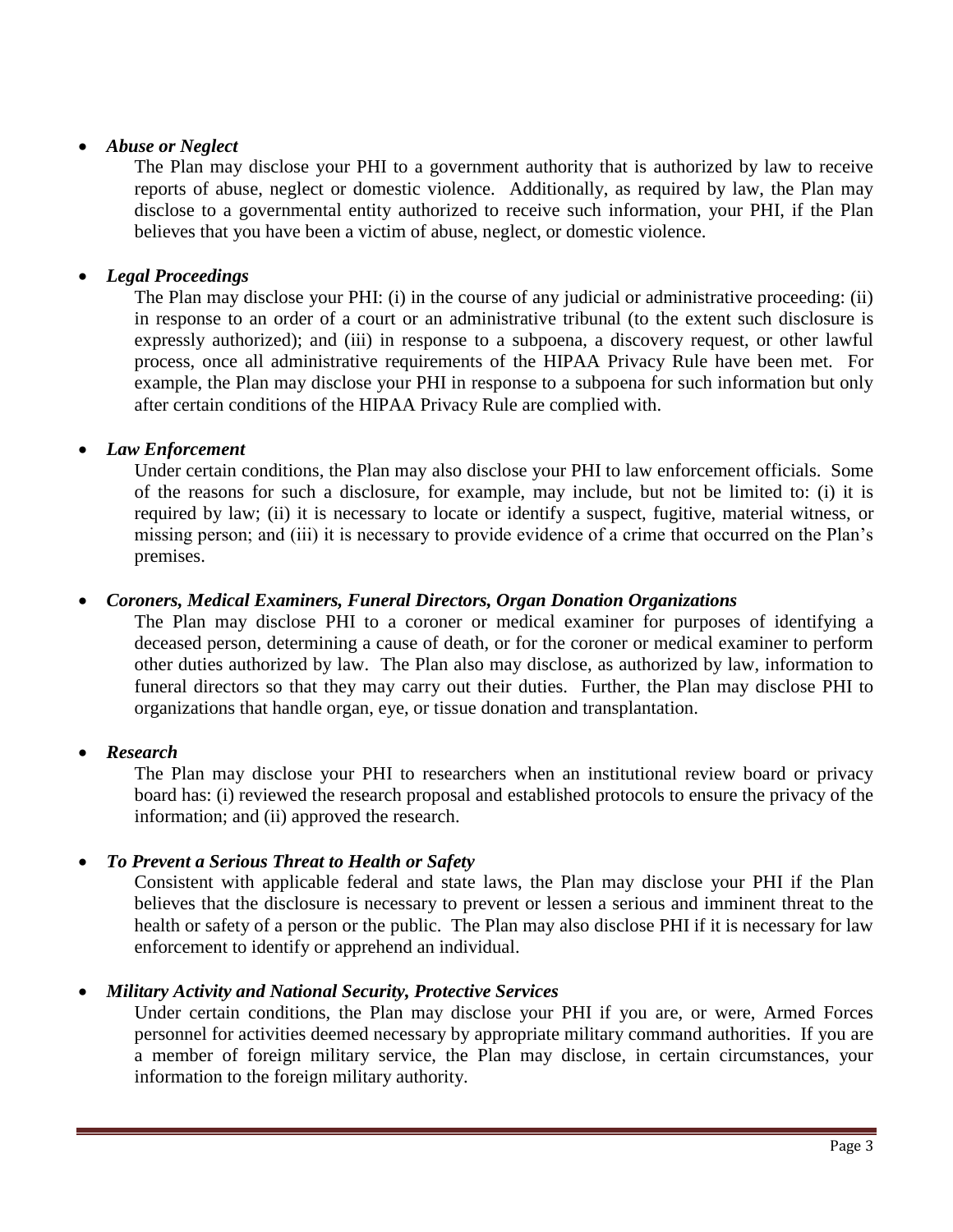- ***Abuse or Neglect***

  The Plan may disclose your PHI to a government authority that is authorized by law to receive reports of abuse, neglect or domestic violence. Additionally, as required by law, the Plan may disclose to a governmental entity authorized to receive such information, your PHI, if the Plan believes that you have been a victim of abuse, neglect, or domestic violence.

- ***Legal Proceedings***

  The Plan may disclose your PHI: (i) in the course of any judicial or administrative proceeding: (ii) in response to an order of a court or an administrative tribunal (to the extent such disclosure is expressly authorized); and (iii) in response to a subpoena, a discovery request, or other lawful process, once all administrative requirements of the HIPAA Privacy Rule have been met. For example, the Plan may disclose your PHI in response to a subpoena for such information but only after certain conditions of the HIPAA Privacy Rule are complied with.

- ***Law Enforcement***

  Under certain conditions, the Plan may also disclose your PHI to law enforcement officials. Some of the reasons for such a disclosure, for example, may include, but not be limited to: (i) it is required by law; (ii) it is necessary to locate or identify a suspect, fugitive, material witness, or missing person; and (iii) it is necessary to provide evidence of a crime that occurred on the Plan's premises.

- ***Coroners, Medical Examiners, Funeral Directors, Organ Donation Organizations***

  The Plan may disclose PHI to a coroner or medical examiner for purposes of identifying a deceased person, determining a cause of death, or for the coroner or medical examiner to perform other duties authorized by law. The Plan also may disclose, as authorized by law, information to funeral directors so that they may carry out their duties. Further, the Plan may disclose PHI to organizations that handle organ, eye, or tissue donation and transplantation.

- ***Research***

  The Plan may disclose your PHI to researchers when an institutional review board or privacy board has: (i) reviewed the research proposal and established protocols to ensure the privacy of the information; and (ii) approved the research.

- ***To Prevent a Serious Threat to Health or Safety***

  Consistent with applicable federal and state laws, the Plan may disclose your PHI if the Plan believes that the disclosure is necessary to prevent or lessen a serious and imminent threat to the health or safety of a person or the public. The Plan may also disclose PHI if it is necessary for law enforcement to identify or apprehend an individual.

- ***Military Activity and National Security, Protective Services***

  Under certain conditions, the Plan may disclose your PHI if you are, or were, Armed Forces personnel for activities deemed necessary by appropriate military command authorities. If you are a member of foreign military service, the Plan may disclose, in certain circumstances, your information to the foreign military authority.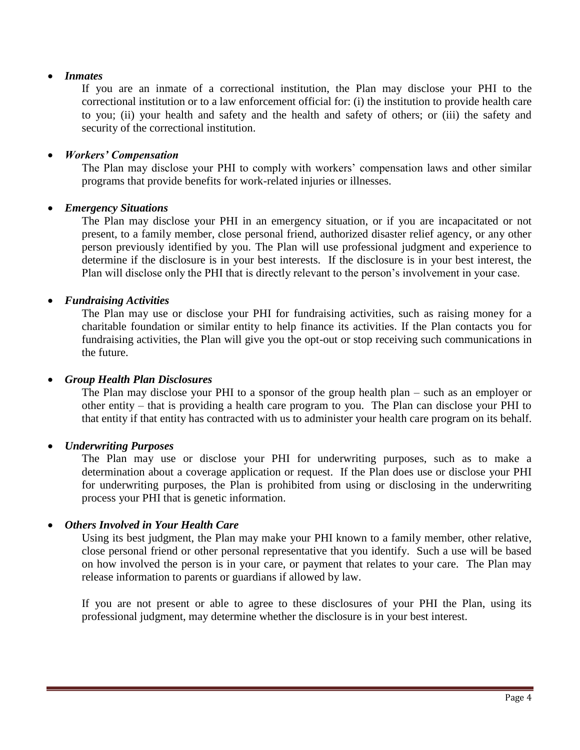- ***Inmates***

  If you are an inmate of a correctional institution, the Plan may disclose your PHI to the correctional institution or to a law enforcement official for: (i) the institution to provide health care to you; (ii) your health and safety and the health and safety of others; or (iii) the safety and security of the correctional institution.

- ***Workers' Compensation***

  The Plan may disclose your PHI to comply with workers' compensation laws and other similar programs that provide benefits for work-related injuries or illnesses.

- ***Emergency Situations***

  The Plan may disclose your PHI in an emergency situation, or if you are incapacitated or not present, to a family member, close personal friend, authorized disaster relief agency, or any other person previously identified by you. The Plan will use professional judgment and experience to determine if the disclosure is in your best interests. If the disclosure is in your best interest, the Plan will disclose only the PHI that is directly relevant to the person's involvement in your case.

- ***Fundraising Activities***

  The Plan may use or disclose your PHI for fundraising activities, such as raising money for a charitable foundation or similar entity to help finance its activities. If the Plan contacts you for fundraising activities, the Plan will give you the opt-out or stop receiving such communications in the future.

- ***Group Health Plan Disclosures***

  The Plan may disclose your PHI to a sponsor of the group health plan – such as an employer or other entity – that is providing a health care program to you. The Plan can disclose your PHI to that entity if that entity has contracted with us to administer your health care program on its behalf.

- ***Underwriting Purposes***

  The Plan may use or disclose your PHI for underwriting purposes, such as to make a determination about a coverage application or request. If the Plan does use or disclose your PHI for underwriting purposes, the Plan is prohibited from using or disclosing in the underwriting process your PHI that is genetic information.

- ***Others Involved in Your Health Care***

  Using its best judgment, the Plan may make your PHI known to a family member, other relative, close personal friend or other personal representative that you identify. Such a use will be based on how involved the person is in your care, or payment that relates to your care. The Plan may release information to parents or guardians if allowed by law.

  If you are not present or able to agree to these disclosures of your PHI the Plan, using its professional judgment, may determine whether the disclosure is in your best interest.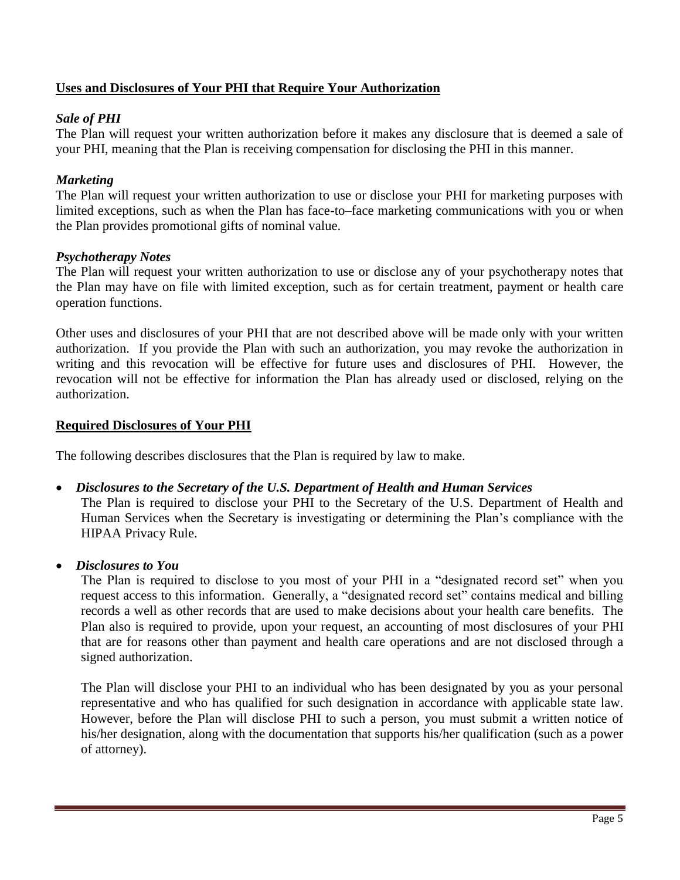## Uses and Disclosures of Your PHI that Require Your Authorization

### *Sale of PHI*

The Plan will request your written authorization before it makes any disclosure that is deemed a sale of your PHI, meaning that the Plan is receiving compensation for disclosing the PHI in this manner.

### *Marketing*

The Plan will request your written authorization to use or disclose your PHI for marketing purposes with limited exceptions, such as when the Plan has face-to–face marketing communications with you or when the Plan provides promotional gifts of nominal value.

### *Psychotherapy Notes*

The Plan will request your written authorization to use or disclose any of your psychotherapy notes that the Plan may have on file with limited exception, such as for certain treatment, payment or health care operation functions.

Other uses and disclosures of your PHI that are not described above will be made only with your written authorization. If you provide the Plan with such an authorization, you may revoke the authorization in writing and this revocation will be effective for future uses and disclosures of PHI. However, the revocation will not be effective for information the Plan has already used or disclosed, relying on the authorization.

## Required Disclosures of Your PHI

The following describes disclosures that the Plan is required by law to make.

- ***Disclosures to the Secretary of the U.S. Department of Health and Human Services***

  The Plan is required to disclose your PHI to the Secretary of the U.S. Department of Health and Human Services when the Secretary is investigating or determining the Plan's compliance with the HIPAA Privacy Rule.

- ***Disclosures to You***

  The Plan is required to disclose to you most of your PHI in a "designated record set" when you request access to this information. Generally, a "designated record set" contains medical and billing records a well as other records that are used to make decisions about your health care benefits. The Plan also is required to provide, upon your request, an accounting of most disclosures of your PHI that are for reasons other than payment and health care operations and are not disclosed through a signed authorization.

  The Plan will disclose your PHI to an individual who has been designated by you as your personal representative and who has qualified for such designation in accordance with applicable state law. However, before the Plan will disclose PHI to such a person, you must submit a written notice of his/her designation, along with the documentation that supports his/her qualification (such as a power of attorney).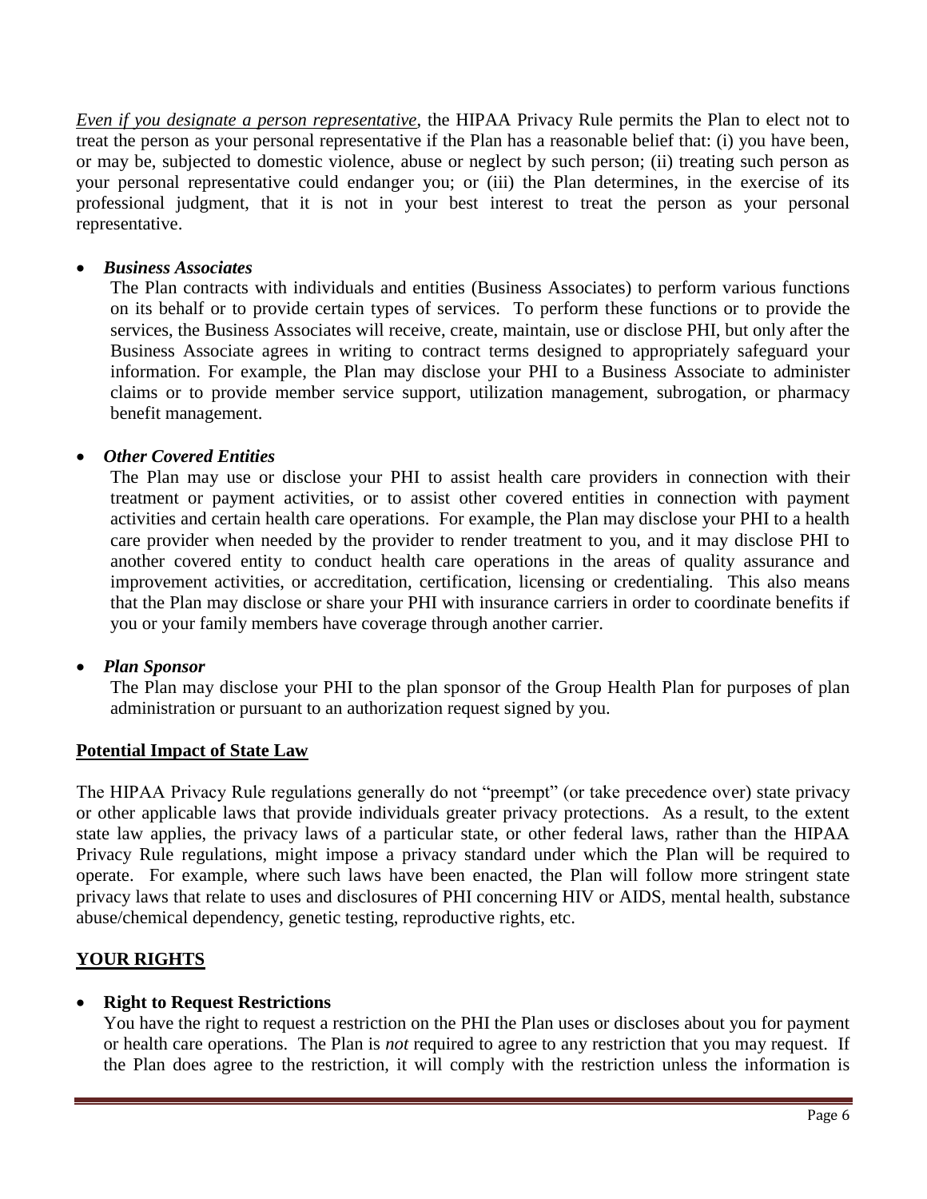*Even if you designate a person representative*, the HIPAA Privacy Rule permits the Plan to elect not to treat the person as your personal representative if the Plan has a reasonable belief that: (i) you have been, or may be, subjected to domestic violence, abuse or neglect by such person; (ii) treating such person as your personal representative could endanger you; or (iii) the Plan determines, in the exercise of its professional judgment, that it is not in your best interest to treat the person as your personal representative.

- ***Business Associates***
  The Plan contracts with individuals and entities (Business Associates) to perform various functions on its behalf or to provide certain types of services. To perform these functions or to provide the services, the Business Associates will receive, create, maintain, use or disclose PHI, but only after the Business Associate agrees in writing to contract terms designed to appropriately safeguard your information. For example, the Plan may disclose your PHI to a Business Associate to administer claims or to provide member service support, utilization management, subrogation, or pharmacy benefit management.

- ***Other Covered Entities***
  The Plan may use or disclose your PHI to assist health care providers in connection with their treatment or payment activities, or to assist other covered entities in connection with payment activities and certain health care operations. For example, the Plan may disclose your PHI to a health care provider when needed by the provider to render treatment to you, and it may disclose PHI to another covered entity to conduct health care operations in the areas of quality assurance and improvement activities, or accreditation, certification, licensing or credentialing. This also means that the Plan may disclose or share your PHI with insurance carriers in order to coordinate benefits if you or your family members have coverage through another carrier.

- ***Plan Sponsor***
  The Plan may disclose your PHI to the plan sponsor of the Group Health Plan for purposes of plan administration or pursuant to an authorization request signed by you.

**Potential Impact of State Law**

The HIPAA Privacy Rule regulations generally do not "preempt" (or take precedence over) state privacy or other applicable laws that provide individuals greater privacy protections. As a result, to the extent state law applies, the privacy laws of a particular state, or other federal laws, rather than the HIPAA Privacy Rule regulations, might impose a privacy standard under which the Plan will be required to operate. For example, where such laws have been enacted, the Plan will follow more stringent state privacy laws that relate to uses and disclosures of PHI concerning HIV or AIDS, mental health, substance abuse/chemical dependency, genetic testing, reproductive rights, etc.

**YOUR RIGHTS**

- **Right to Request Restrictions**
  You have the right to request a restriction on the PHI the Plan uses or discloses about you for payment or health care operations. The Plan is *not* required to agree to any restriction that you may request. If the Plan does agree to the restriction, it will comply with the restriction unless the information is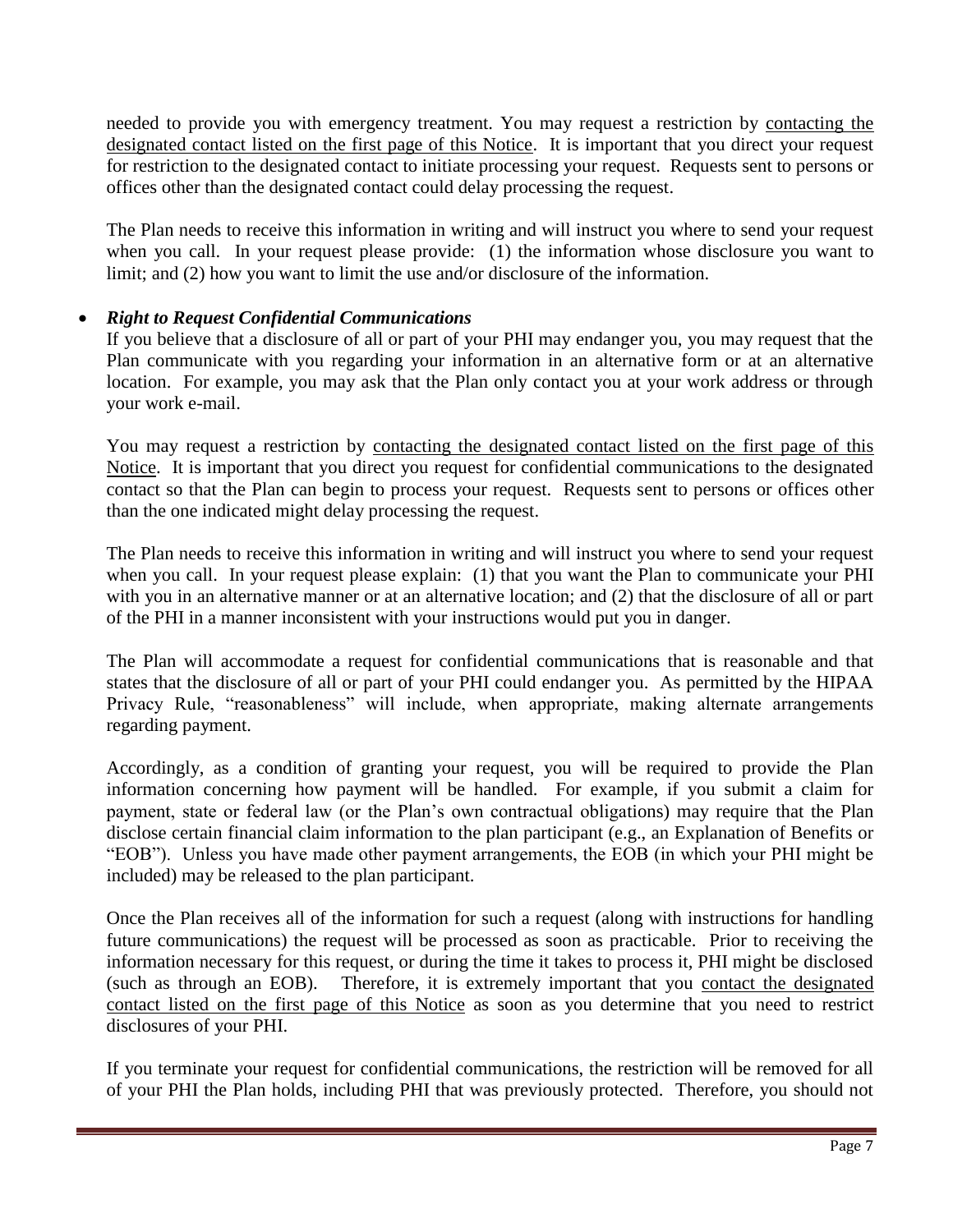needed to provide you with emergency treatment. You may request a restriction by contacting the designated contact listed on the first page of this Notice. It is important that you direct your request for restriction to the designated contact to initiate processing your request. Requests sent to persons or offices other than the designated contact could delay processing the request.

The Plan needs to receive this information in writing and will instruct you where to send your request when you call. In your request please provide: (1) the information whose disclosure you want to limit; and (2) how you want to limit the use and/or disclosure of the information.

- ***Right to Request Confidential Communications***

  If you believe that a disclosure of all or part of your PHI may endanger you, you may request that the Plan communicate with you regarding your information in an alternative form or at an alternative location. For example, you may ask that the Plan only contact you at your work address or through your work e-mail.

  You may request a restriction by contacting the designated contact listed on the first page of this Notice. It is important that you direct you request for confidential communications to the designated contact so that the Plan can begin to process your request. Requests sent to persons or offices other than the one indicated might delay processing the request.

  The Plan needs to receive this information in writing and will instruct you where to send your request when you call. In your request please explain: (1) that you want the Plan to communicate your PHI with you in an alternative manner or at an alternative location; and (2) that the disclosure of all or part of the PHI in a manner inconsistent with your instructions would put you in danger.

  The Plan will accommodate a request for confidential communications that is reasonable and that states that the disclosure of all or part of your PHI could endanger you. As permitted by the HIPAA Privacy Rule, "reasonableness" will include, when appropriate, making alternate arrangements regarding payment.

  Accordingly, as a condition of granting your request, you will be required to provide the Plan information concerning how payment will be handled. For example, if you submit a claim for payment, state or federal law (or the Plan's own contractual obligations) may require that the Plan disclose certain financial claim information to the plan participant (e.g., an Explanation of Benefits or "EOB"). Unless you have made other payment arrangements, the EOB (in which your PHI might be included) may be released to the plan participant.

  Once the Plan receives all of the information for such a request (along with instructions for handling future communications) the request will be processed as soon as practicable. Prior to receiving the information necessary for this request, or during the time it takes to process it, PHI might be disclosed (such as through an EOB). Therefore, it is extremely important that you contact the designated contact listed on the first page of this Notice as soon as you determine that you need to restrict disclosures of your PHI.

  If you terminate your request for confidential communications, the restriction will be removed for all of your PHI the Plan holds, including PHI that was previously protected. Therefore, you should not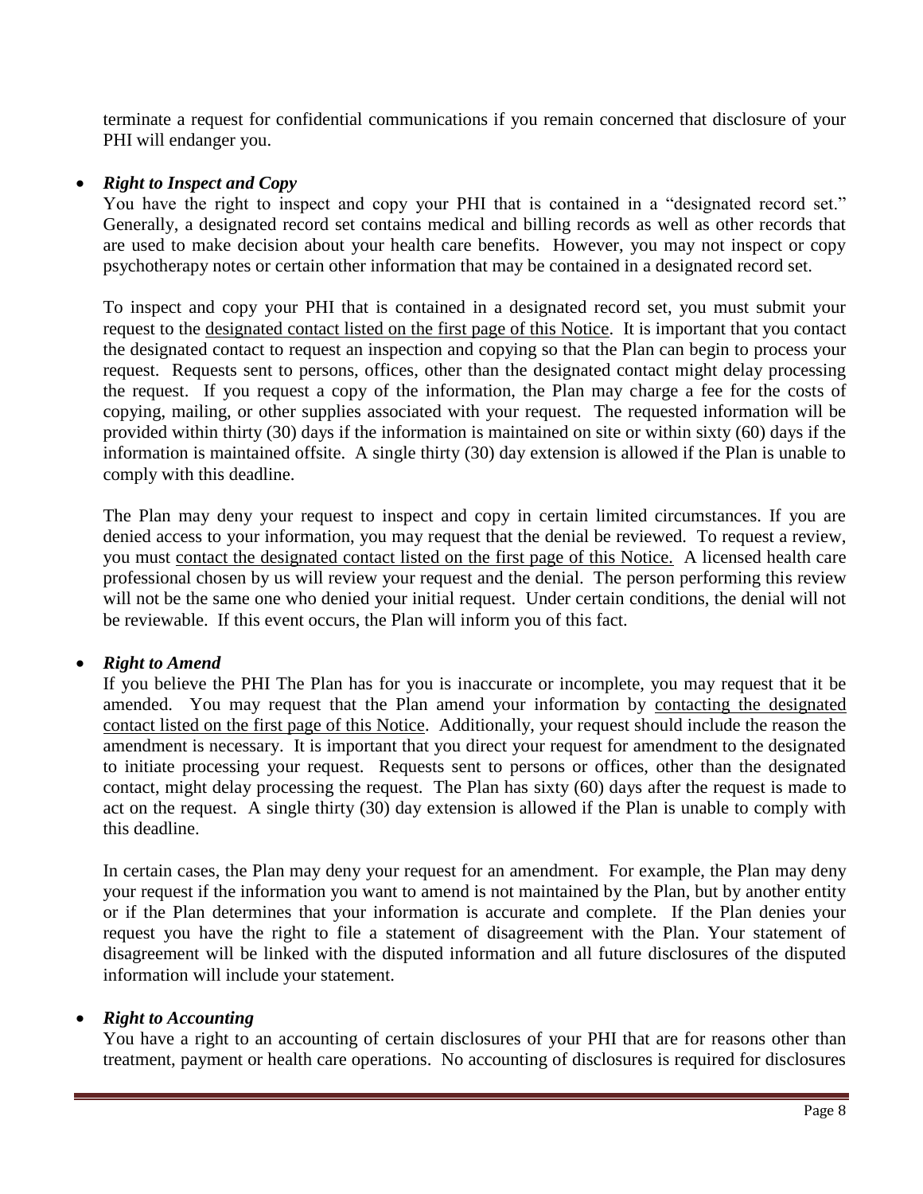terminate a request for confidential communications if you remain concerned that disclosure of your PHI will endanger you.

- ***Right to Inspect and Copy***

  You have the right to inspect and copy your PHI that is contained in a "designated record set." Generally, a designated record set contains medical and billing records as well as other records that are used to make decision about your health care benefits. However, you may not inspect or copy psychotherapy notes or certain other information that may be contained in a designated record set.

  To inspect and copy your PHI that is contained in a designated record set, you must submit your request to the <u>designated contact listed on the first page of this Notice</u>. It is important that you contact the designated contact to request an inspection and copying so that the Plan can begin to process your request. Requests sent to persons, offices, other than the designated contact might delay processing the request. If you request a copy of the information, the Plan may charge a fee for the costs of copying, mailing, or other supplies associated with your request. The requested information will be provided within thirty (30) days if the information is maintained on site or within sixty (60) days if the information is maintained offsite. A single thirty (30) day extension is allowed if the Plan is unable to comply with this deadline.

  The Plan may deny your request to inspect and copy in certain limited circumstances. If you are denied access to your information, you may request that the denial be reviewed. To request a review, you must <u>contact the designated contact listed on the first page of this Notice.</u> A licensed health care professional chosen by us will review your request and the denial. The person performing this review will not be the same one who denied your initial request. Under certain conditions, the denial will not be reviewable. If this event occurs, the Plan will inform you of this fact.

- ***Right to Amend***

  If you believe the PHI The Plan has for you is inaccurate or incomplete, you may request that it be amended. You may request that the Plan amend your information by <u>contacting the designated contact listed on the first page of this Notice</u>. Additionally, your request should include the reason the amendment is necessary. It is important that you direct your request for amendment to the designated to initiate processing your request. Requests sent to persons or offices, other than the designated contact, might delay processing the request. The Plan has sixty (60) days after the request is made to act on the request. A single thirty (30) day extension is allowed if the Plan is unable to comply with this deadline.

  In certain cases, the Plan may deny your request for an amendment. For example, the Plan may deny your request if the information you want to amend is not maintained by the Plan, but by another entity or if the Plan determines that your information is accurate and complete. If the Plan denies your request you have the right to file a statement of disagreement with the Plan. Your statement of disagreement will be linked with the disputed information and all future disclosures of the disputed information will include your statement.

- ***Right to Accounting***

  You have a right to an accounting of certain disclosures of your PHI that are for reasons other than treatment, payment or health care operations. No accounting of disclosures is required for disclosures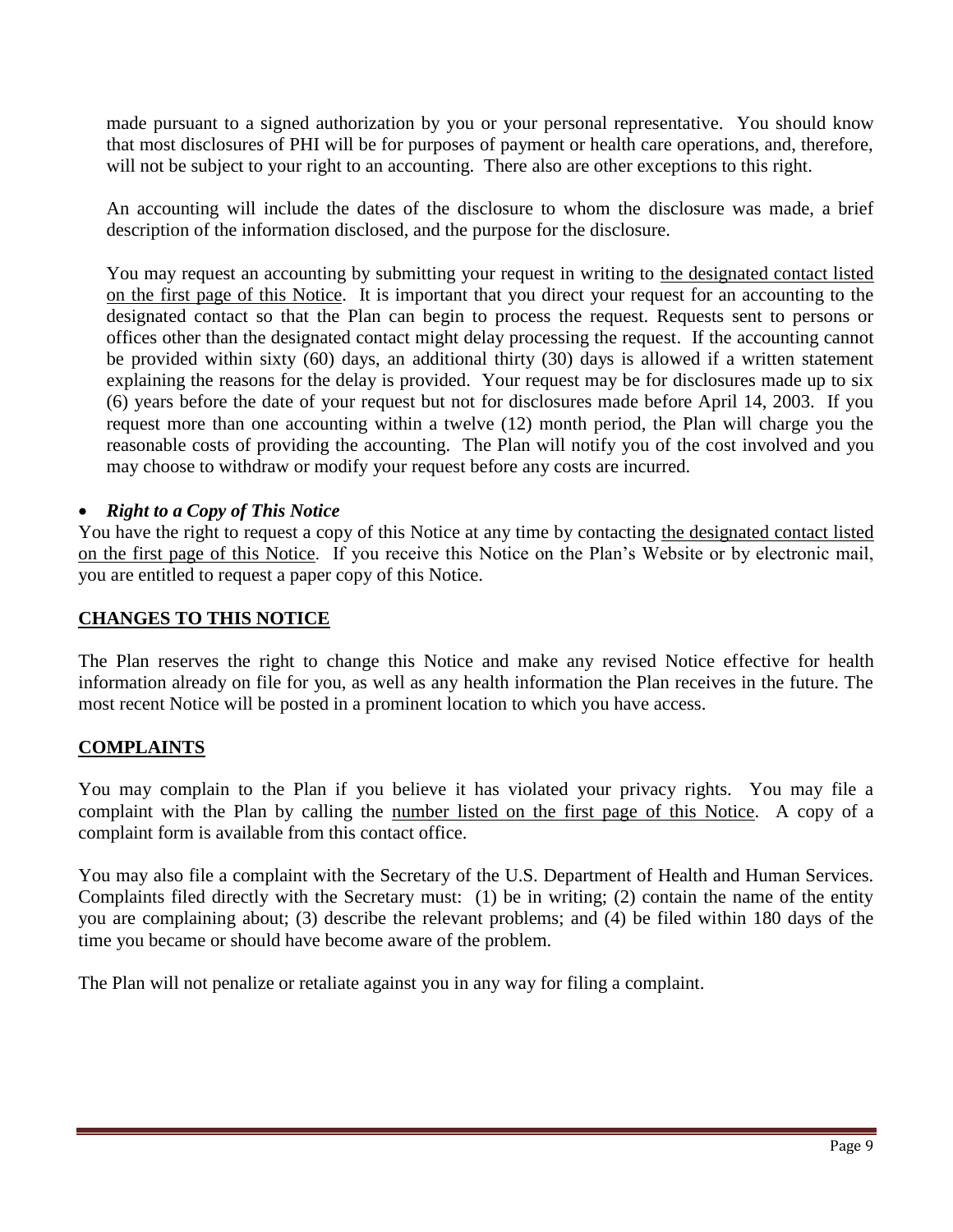made pursuant to a signed authorization by you or your personal representative. You should know that most disclosures of PHI will be for purposes of payment or health care operations, and, therefore, will not be subject to your right to an accounting. There also are other exceptions to this right.

An accounting will include the dates of the disclosure to whom the disclosure was made, a brief description of the information disclosed, and the purpose for the disclosure.

You may request an accounting by submitting your request in writing to the designated contact listed on the first page of this Notice. It is important that you direct your request for an accounting to the designated contact so that the Plan can begin to process the request. Requests sent to persons or offices other than the designated contact might delay processing the request. If the accounting cannot be provided within sixty (60) days, an additional thirty (30) days is allowed if a written statement explaining the reasons for the delay is provided. Your request may be for disclosures made up to six (6) years before the date of your request but not for disclosures made before April 14, 2003. If you request more than one accounting within a twelve (12) month period, the Plan will charge you the reasonable costs of providing the accounting. The Plan will notify you of the cost involved and you may choose to withdraw or modify your request before any costs are incurred.

- ***Right to a Copy of This Notice***

You have the right to request a copy of this Notice at any time by contacting the designated contact listed on the first page of this Notice. If you receive this Notice on the Plan's Website or by electronic mail, you are entitled to request a paper copy of this Notice.

## CHANGES TO THIS NOTICE

The Plan reserves the right to change this Notice and make any revised Notice effective for health information already on file for you, as well as any health information the Plan receives in the future. The most recent Notice will be posted in a prominent location to which you have access.

## COMPLAINTS

You may complain to the Plan if you believe it has violated your privacy rights. You may file a complaint with the Plan by calling the number listed on the first page of this Notice. A copy of a complaint form is available from this contact office.

You may also file a complaint with the Secretary of the U.S. Department of Health and Human Services. Complaints filed directly with the Secretary must: (1) be in writing; (2) contain the name of the entity you are complaining about; (3) describe the relevant problems; and (4) be filed within 180 days of the time you became or should have become aware of the problem.

The Plan will not penalize or retaliate against you in any way for filing a complaint.